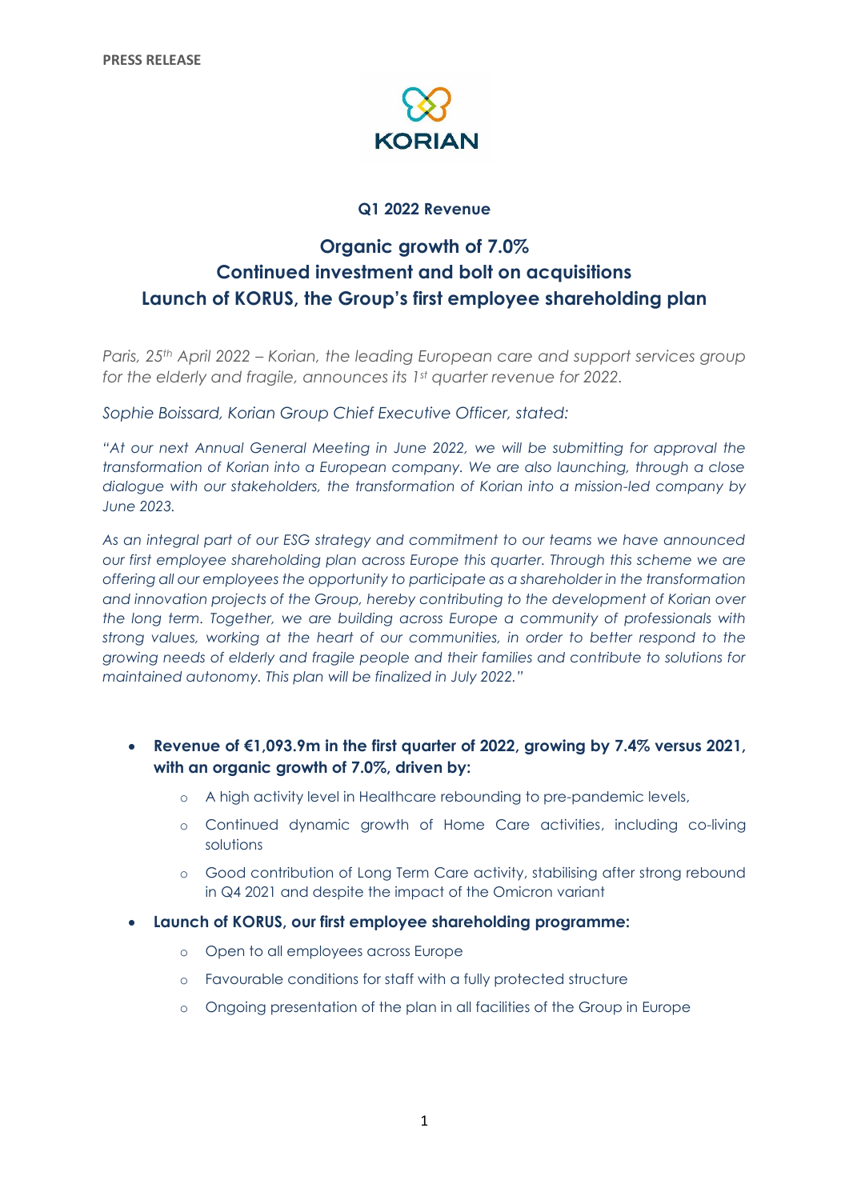**PRESS RELEASE**

KORIAN

**Q1 2022 Revenue**

## Organic growth of 7.0%
## Continued investment and bolt on acquisitions
## Launch of KORUS, the Group's first employee shareholding plan

*Paris, 25th April 2022 – Korian, the leading European care and support services group for the elderly and fragile, announces its 1st quarter revenue for 2022.*

*Sophie Boissard, Korian Group Chief Executive Officer, stated:*

*"At our next Annual General Meeting in June 2022, we will be submitting for approval the transformation of Korian into a European company. We are also launching, through a close dialogue with our stakeholders, the transformation of Korian into a mission-led company by June 2023.*

*As an integral part of our ESG strategy and commitment to our teams we have announced our first employee shareholding plan across Europe this quarter. Through this scheme we are offering all our employees the opportunity to participate as a shareholder in the transformation and innovation projects of the Group, hereby contributing to the development of Korian over the long term. Together, we are building across Europe a community of professionals with strong values, working at the heart of our communities, in order to better respond to the growing needs of elderly and fragile people and their families and contribute to solutions for maintained autonomy. This plan will be finalized in July 2022."*

- **Revenue of €1,093.9m in the first quarter of 2022, growing by 7.4% versus 2021, with an organic growth of 7.0%, driven by:**
  - A high activity level in Healthcare rebounding to pre-pandemic levels,
  - Continued dynamic growth of Home Care activities, including co-living solutions
  - Good contribution of Long Term Care activity, stabilising after strong rebound in Q4 2021 and despite the impact of the Omicron variant
- **Launch of KORUS, our first employee shareholding programme:**
  - Open to all employees across Europe
  - Favourable conditions for staff with a fully protected structure
  - Ongoing presentation of the plan in all facilities of the Group in Europe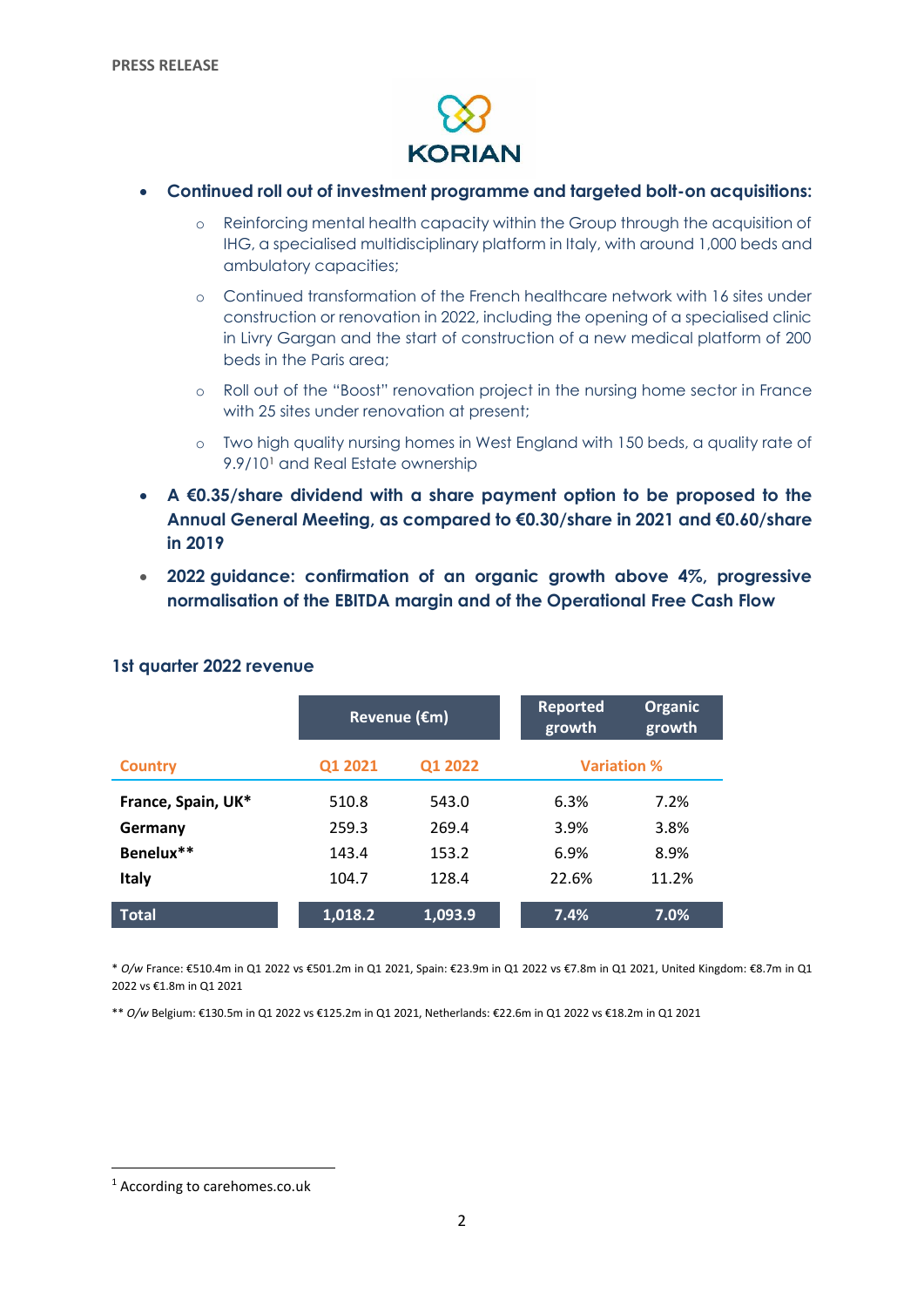- **Continued roll out of investment programme and targeted bolt-on acquisitions:**
    - Reinforcing mental health capacity within the Group through the acquisition of IHG, a specialised multidisciplinary platform in Italy, with around 1,000 beds and ambulatory capacities;
    - Continued transformation of the French healthcare network with 16 sites under construction or renovation in 2022, including the opening of a specialised clinic in Livry Gargan and the start of construction of a new medical platform of 200 beds in the Paris area;
    - Roll out of the "Boost" renovation project in the nursing home sector in France with 25 sites under renovation at present;
    - Two high quality nursing homes in West England with 150 beds, a quality rate of 9.9/10[1] and Real Estate ownership
- **A €0.35/share dividend with a share payment option to be proposed to the Annual General Meeting, as compared to €0.30/share in 2021 and €0.60/share in 2019**
- **2022 guidance: confirmation of an organic growth above 4%, progressive normalisation of the EBITDA margin and of the Operational Free Cash Flow**

## 1st quarter 2022 revenue

| | Revenue (€m) | | Reported growth | Organic growth |
|---|---|---|---|---|
| **Country** | **Q1 2021** | **Q1 2022** | **Variation %** | |
| **France, Spain, UK*** | 510.8 | 543.0 | 6.3% | 7.2% |
| **Germany** | 259.3 | 269.4 | 3.9% | 3.8% |
| **Benelux**** | 143.4 | 153.2 | 6.9% | 8.9% |
| **Italy** | 104.7 | 128.4 | 22.6% | 11.2% |
| **Total** | **1,018.2** | **1,093.9** | **7.4%** | **7.0%** |

\* *O/w* France: €510.4m in Q1 2022 vs €501.2m in Q1 2021, Spain: €23.9m in Q1 2022 vs €7.8m in Q1 2021, United Kingdom: €8.7m in Q1 2022 vs €1.8m in Q1 2021

\** *O/w* Belgium: €130.5m in Q1 2022 vs €125.2m in Q1 2021, Netherlands: €22.6m in Q1 2022 vs €18.2m in Q1 2021

[1] According to carehomes.co.uk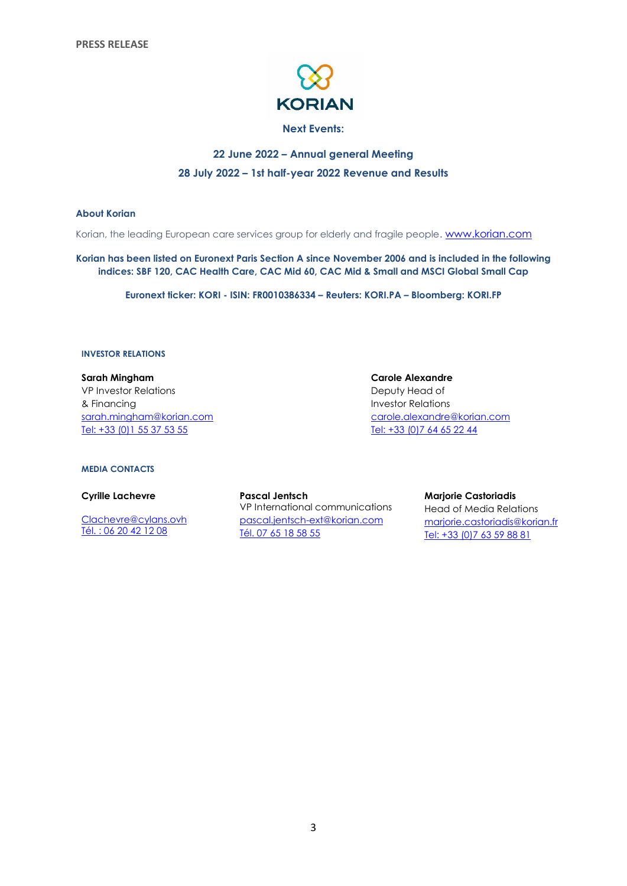**Next Events:**

**22 June 2022 – Annual general Meeting**

**28 July 2022 – 1st half-year 2022 Revenue and Results**

### About Korian

Korian, the leading European care services group for elderly and fragile people. www.korian.com

**Korian has been listed on Euronext Paris Section A since November 2006 and is included in the following indices: SBF 120, CAC Health Care, CAC Mid 60, CAC Mid & Small and MSCI Global Small Cap**

**Euronext ticker: KORI - ISIN: FR0010386334 – Reuters: KORI.PA – Bloomberg: KORI.FP**

#### INVESTOR RELATIONS

**Sarah Mingham**
VP Investor Relations
& Financing
sarah.mingham@korian.com
Tel: +33 (0)1 55 37 53 55

**Carole Alexandre**
Deputy Head of
Investor Relations
carole.alexandre@korian.com
Tel: +33 (0)7 64 65 22 44

#### MEDIA CONTACTS

**Cyrille Lachevre**
Clachevre@cylans.ovh
Tél. : 06 20 42 12 08

**Pascal Jentsch**
VP International communications
pascal.jentsch-ext@korian.com
Tél. 07 65 18 58 55

**Marjorie Castoriadis**
Head of Media Relations
marjorie.castoriadis@korian.fr
Tel: +33 (0)7 63 59 88 81